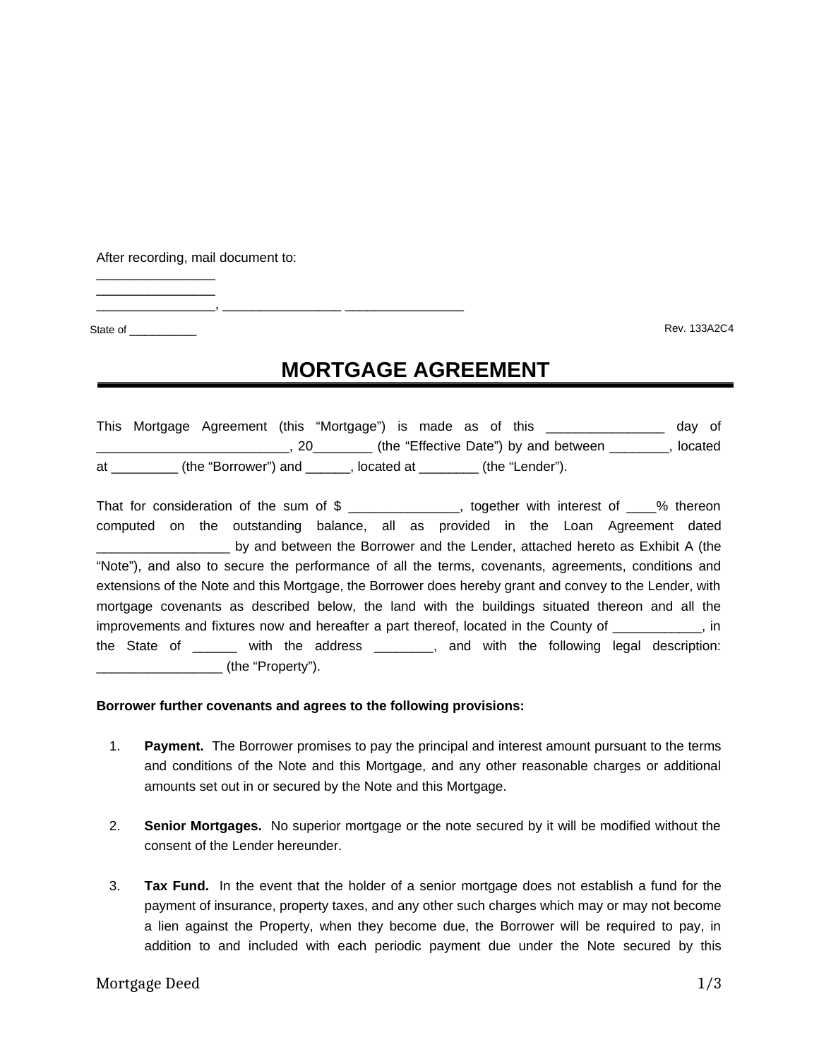After recording, mail document to:

________________
________________
________________, ________________ ________________

State of ___________

Rev. 133A2C4

# MORTGAGE AGREEMENT

This Mortgage Agreement (this "Mortgage") is made as of this _______________ day of _________________________, 20________ (the "Effective Date") by and between ________, located at _________ (the "Borrower") and ______, located at ________ (the "Lender").

That for consideration of the sum of $ ______________, together with interest of ____% thereon computed on the outstanding balance, all as provided in the Loan Agreement dated _________________ by and between the Borrower and the Lender, attached hereto as Exhibit A (the "Note"), and also to secure the performance of all the terms, covenants, agreements, conditions and extensions of the Note and this Mortgage, the Borrower does hereby grant and convey to the Lender, with mortgage covenants as described below, the land with the buildings situated thereon and all the improvements and fixtures now and hereafter a part thereof, located in the County of ____________, in the State of ______ with the address ________, and with the following legal description: _________________ (the "Property").

**Borrower further covenants and agrees to the following provisions:**

1. **Payment.** The Borrower promises to pay the principal and interest amount pursuant to the terms and conditions of the Note and this Mortgage, and any other reasonable charges or additional amounts set out in or secured by the Note and this Mortgage.

2. **Senior Mortgages.** No superior mortgage or the note secured by it will be modified without the consent of the Lender hereunder.

3. **Tax Fund.** In the event that the holder of a senior mortgage does not establish a fund for the payment of insurance, property taxes, and any other such charges which may or may not become a lien against the Property, when they become due, the Borrower will be required to pay, in addition to and included with each periodic payment due under the Note secured by this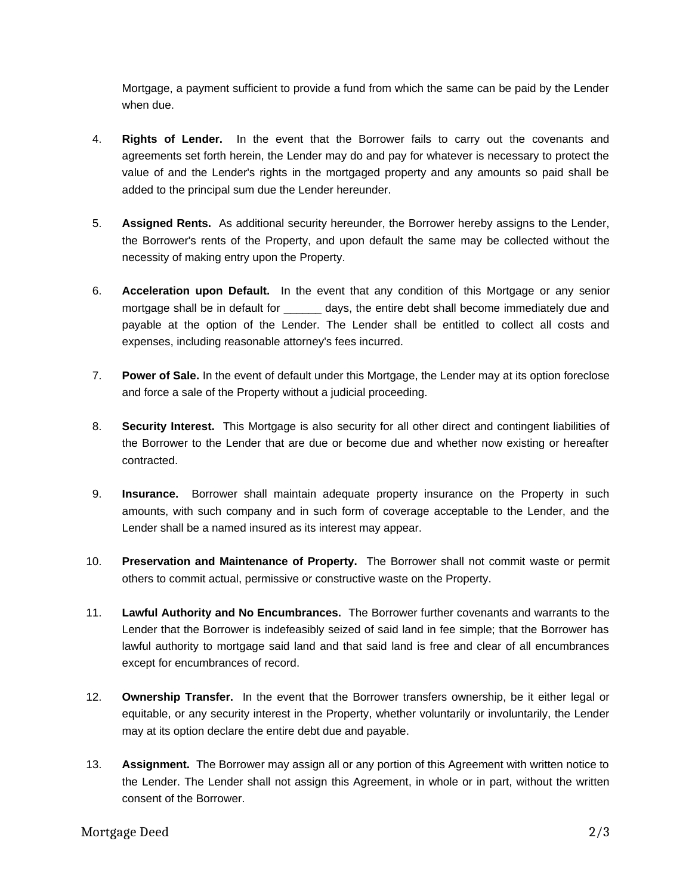Mortgage, a payment sufficient to provide a fund from which the same can be paid by the Lender when due.

4. **Rights of Lender.** In the event that the Borrower fails to carry out the covenants and agreements set forth herein, the Lender may do and pay for whatever is necessary to protect the value of and the Lender's rights in the mortgaged property and any amounts so paid shall be added to the principal sum due the Lender hereunder.

5. **Assigned Rents.** As additional security hereunder, the Borrower hereby assigns to the Lender, the Borrower's rents of the Property, and upon default the same may be collected without the necessity of making entry upon the Property.

6. **Acceleration upon Default.** In the event that any condition of this Mortgage or any senior mortgage shall be in default for ______ days, the entire debt shall become immediately due and payable at the option of the Lender. The Lender shall be entitled to collect all costs and expenses, including reasonable attorney's fees incurred.

7. **Power of Sale.** In the event of default under this Mortgage, the Lender may at its option foreclose and force a sale of the Property without a judicial proceeding.

8. **Security Interest.** This Mortgage is also security for all other direct and contingent liabilities of the Borrower to the Lender that are due or become due and whether now existing or hereafter contracted.

9. **Insurance.** Borrower shall maintain adequate property insurance on the Property in such amounts, with such company and in such form of coverage acceptable to the Lender, and the Lender shall be a named insured as its interest may appear.

10. **Preservation and Maintenance of Property.** The Borrower shall not commit waste or permit others to commit actual, permissive or constructive waste on the Property.

11. **Lawful Authority and No Encumbrances.** The Borrower further covenants and warrants to the Lender that the Borrower is indefeasibly seized of said land in fee simple; that the Borrower has lawful authority to mortgage said land and that said land is free and clear of all encumbrances except for encumbrances of record.

12. **Ownership Transfer.** In the event that the Borrower transfers ownership, be it either legal or equitable, or any security interest in the Property, whether voluntarily or involuntarily, the Lender may at its option declare the entire debt due and payable.

13. **Assignment.** The Borrower may assign all or any portion of this Agreement with written notice to the Lender. The Lender shall not assign this Agreement, in whole or in part, without the written consent of the Borrower.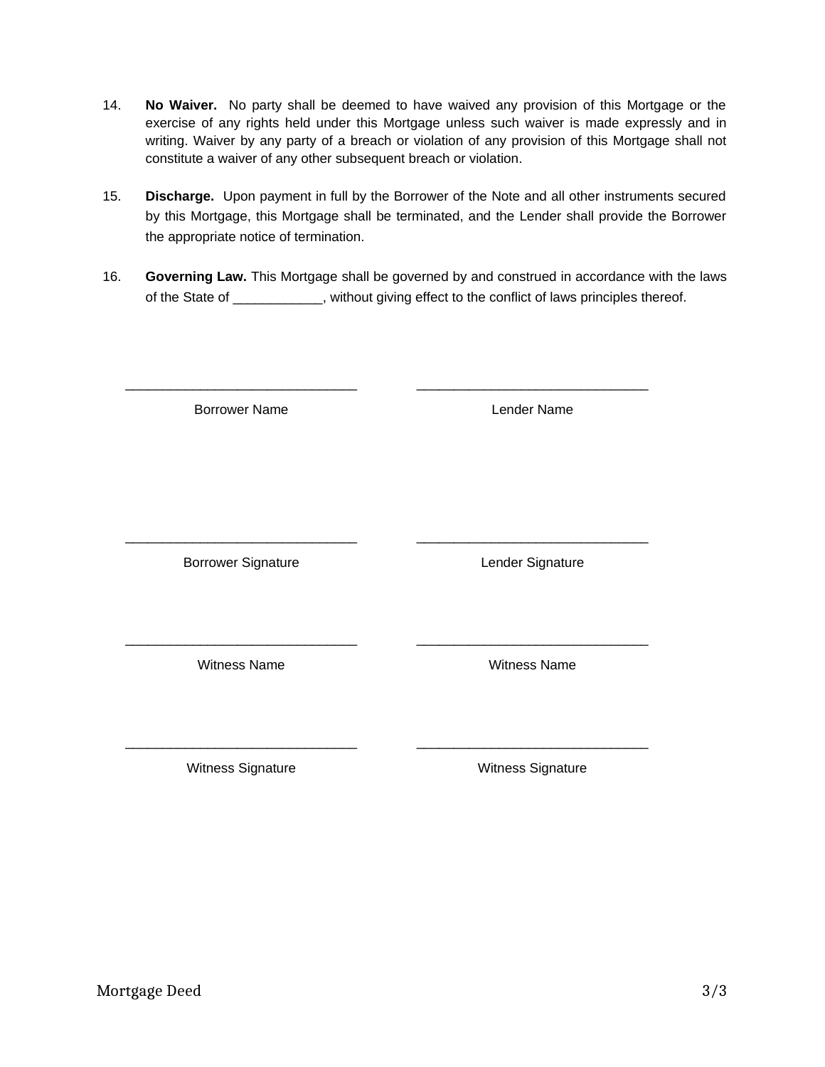14. **No Waiver.** No party shall be deemed to have waived any provision of this Mortgage or the exercise of any rights held under this Mortgage unless such waiver is made expressly and in writing. Waiver by any party of a breach or violation of any provision of this Mortgage shall not constitute a waiver of any other subsequent breach or violation.

15. **Discharge.** Upon payment in full by the Borrower of the Note and all other instruments secured by this Mortgage, this Mortgage shall be terminated, and the Lender shall provide the Borrower the appropriate notice of termination.

16. **Governing Law.** This Mortgage shall be governed by and construed in accordance with the laws of the State of ____________, without giving effect to the conflict of laws principles thereof.

| | |
|---|---|
| _______________________________ | _______________________________ |
| Borrower Name | Lender Name |
| _______________________________ | _______________________________ |
| Borrower Signature | Lender Signature |
| _______________________________ | _______________________________ |
| Witness Name | Witness Name |
| _______________________________ | _______________________________ |
| Witness Signature | Witness Signature |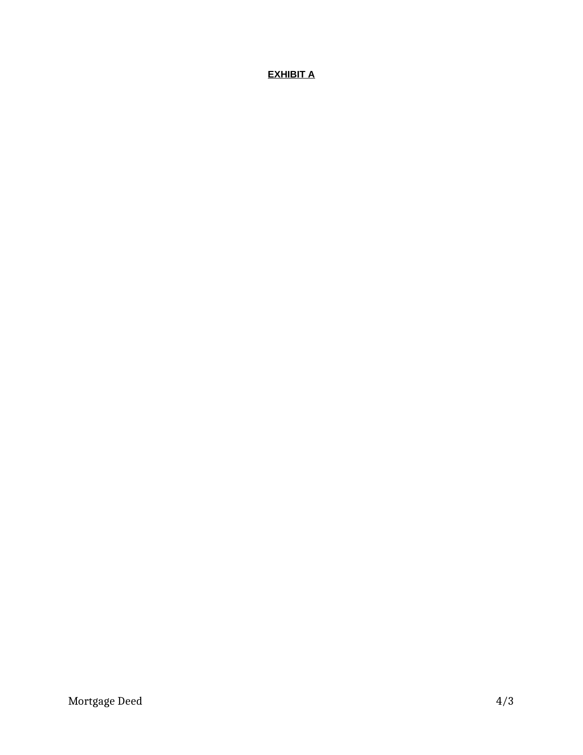**EXHIBIT A**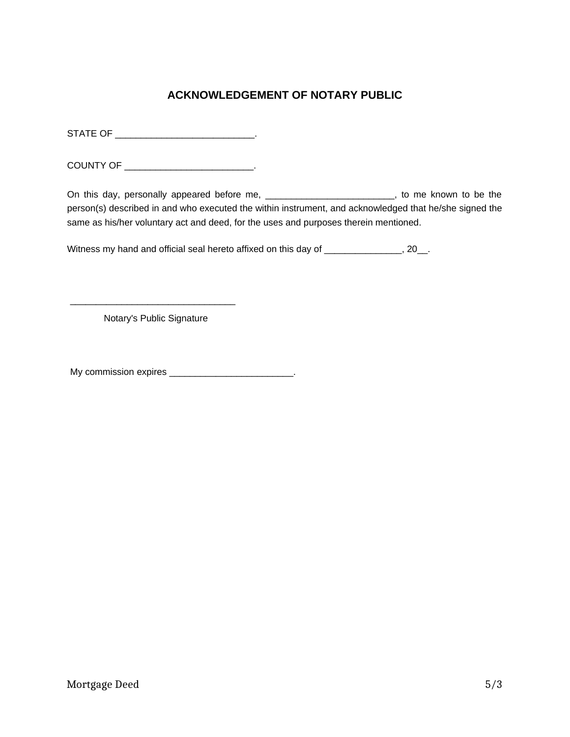## ACKNOWLEDGEMENT OF NOTARY PUBLIC

STATE OF ___________________________.

COUNTY OF _________________________.

On this day, personally appeared before me, _________________________, to me known to be the person(s) described in and who executed the within instrument, and acknowledged that he/she signed the same as his/her voluntary act and deed, for the uses and purposes therein mentioned.

Witness my hand and official seal hereto affixed on this day of _______________, 20__.

________________________________

Notary's Public Signature

My commission expires ________________________.